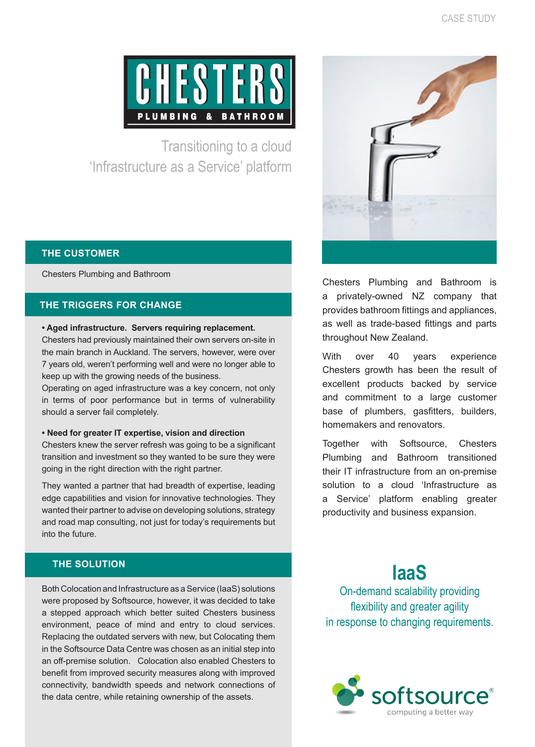# CHESTERS PLUMBING & BATHROOM

## Transitioning to a cloud 'Infrastructure as a Service' platform

## THE CUSTOMER

Chesters Plumbing and Bathroom

## THE TRIGGERS FOR CHANGE

- **Aged infrastructure. Servers requiring replacement.**

Chesters had previously maintained their own servers on-site in the main branch in Auckland. The servers, however, were over 7 years old, weren't performing well and were no longer able to keep up with the growing needs of the business.

Operating on aged infrastructure was a key concern, not only in terms of poor performance but in terms of vulnerability should a server fail completely.

- **Need for greater IT expertise, vision and direction**

Chesters knew the server refresh was going to be a significant transition and investment so they wanted to be sure they were going in the right direction with the right partner.

They wanted a partner that had breadth of expertise, leading edge capabilities and vision for innovative technologies. They wanted their partner to advise on developing solutions, strategy and road map consulting, not just for today's requirements but into the future.

## THE SOLUTION

Both Colocation and Infrastructure as a Service (IaaS) solutions were proposed by Softsource, however, it was decided to take a stepped approach which better suited Chesters business environment, peace of mind and entry to cloud services. Replacing the outdated servers with new, but Colocating them in the Softsource Data Centre was chosen as an initial step into an off-premise solution. Colocation also enabled Chesters to benefit from improved security measures along with improved connectivity, bandwidth speeds and network connections of the data centre, while retaining ownership of the assets.

Chesters Plumbing and Bathroom is a privately-owned NZ company that provides bathroom fittings and appliances, as well as trade-based fittings and parts throughout New Zealand.

With over 40 years experience Chesters growth has been the result of excellent products backed by service and commitment to a large customer base of plumbers, gasfitters, builders, homemakers and renovators.

Together with Softsource, Chesters Plumbing and Bathroom transitioned their IT infrastructure from an on-premise solution to a cloud 'Infrastructure as a Service' platform enabling greater productivity and business expansion.

### IaaS

On-demand scalability providing flexibility and greater agility in response to changing requirements.

softsource® computing a better way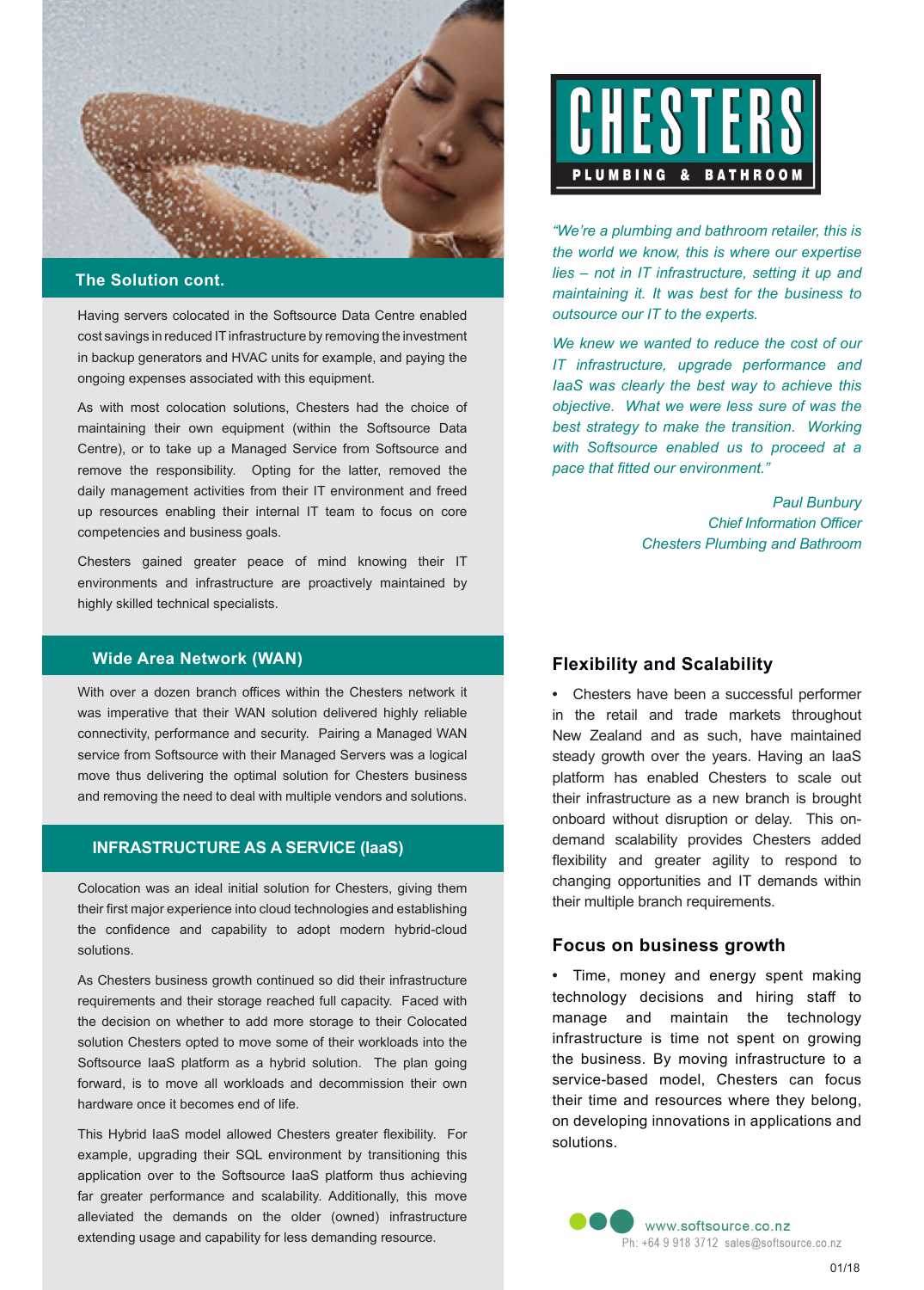## The Solution cont.

Having servers colocated in the Softsource Data Centre enabled cost savings in reduced IT infrastructure by removing the investment in backup generators and HVAC units for example, and paying the ongoing expenses associated with this equipment.

As with most colocation solutions, Chesters had the choice of maintaining their own equipment (within the Softsource Data Centre), or to take up a Managed Service from Softsource and remove the responsibility. Opting for the latter, removed the daily management activities from their IT environment and freed up resources enabling their internal IT team to focus on core competencies and business goals.

Chesters gained greater peace of mind knowing their IT environments and infrastructure are proactively maintained by highly skilled technical specialists.

## Wide Area Network (WAN)

With over a dozen branch offices within the Chesters network it was imperative that their WAN solution delivered highly reliable connectivity, performance and security. Pairing a Managed WAN service from Softsource with their Managed Servers was a logical move thus delivering the optimal solution for Chesters business and removing the need to deal with multiple vendors and solutions.

## INFRASTRUCTURE AS A SERVICE (IaaS)

Colocation was an ideal initial solution for Chesters, giving them their first major experience into cloud technologies and establishing the confidence and capability to adopt modern hybrid-cloud solutions.

As Chesters business growth continued so did their infrastructure requirements and their storage reached full capacity. Faced with the decision on whether to add more storage to their Colocated solution Chesters opted to move some of their workloads into the Softsource IaaS platform as a hybrid solution. The plan going forward, is to move all workloads and decommission their own hardware once it becomes end of life.

This Hybrid IaaS model allowed Chesters greater flexibility. For example, upgrading their SQL environment by transitioning this application over to the Softsource IaaS platform thus achieving far greater performance and scalability. Additionally, this move alleviated the demands on the older (owned) infrastructure extending usage and capability for less demanding resource.

CHESTERS PLUMBING & BATHROOM

*"We're a plumbing and bathroom retailer, this is the world we know, this is where our expertise lies – not in IT infrastructure, setting it up and maintaining it. It was best for the business to outsource our IT to the experts.*

*We knew we wanted to reduce the cost of our IT infrastructure, upgrade performance and IaaS was clearly the best way to achieve this objective. What we were less sure of was the best strategy to make the transition. Working with Softsource enabled us to proceed at a pace that fitted our environment."*

*Paul Bunbury*
*Chief Information Officer*
*Chesters Plumbing and Bathroom*

## Flexibility and Scalability

- Chesters have been a successful performer in the retail and trade markets throughout New Zealand and as such, have maintained steady growth over the years. Having an IaaS platform has enabled Chesters to scale out their infrastructure as a new branch is brought onboard without disruption or delay. This on-demand scalability provides Chesters added flexibility and greater agility to respond to changing opportunities and IT demands within their multiple branch requirements.

## Focus on business growth

- Time, money and energy spent making technology decisions and hiring staff to manage and maintain the technology infrastructure is time not spent on growing the business. By moving infrastructure to a service-based model, Chesters can focus their time and resources where they belong, on developing innovations in applications and solutions.

www.softsource.co.nz
Ph: +64 9 918 3712 sales@softsource.co.nz

01/18